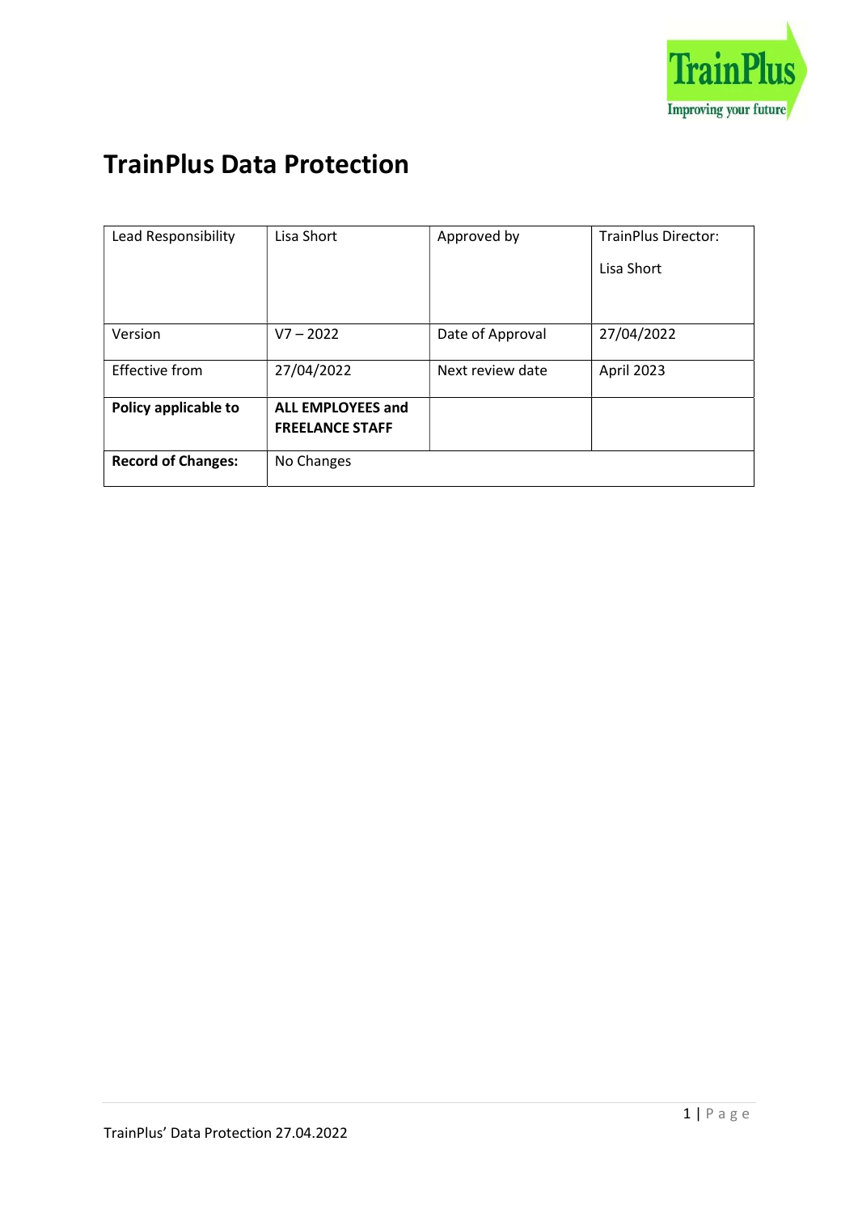# TrainPlus Data Protection

| | | | |
|---|---|---|---|
| Lead Responsibility | Lisa Short | Approved by | TrainPlus Director:<br><br>Lisa Short |
| Version | V7 – 2022 | Date of Approval | 27/04/2022 |
| Effective from | 27/04/2022 | Next review date | April 2023 |
| **Policy applicable to** | **ALL EMPLOYEES and FREELANCE STAFF** | | |
| **Record of Changes:** | No Changes | | |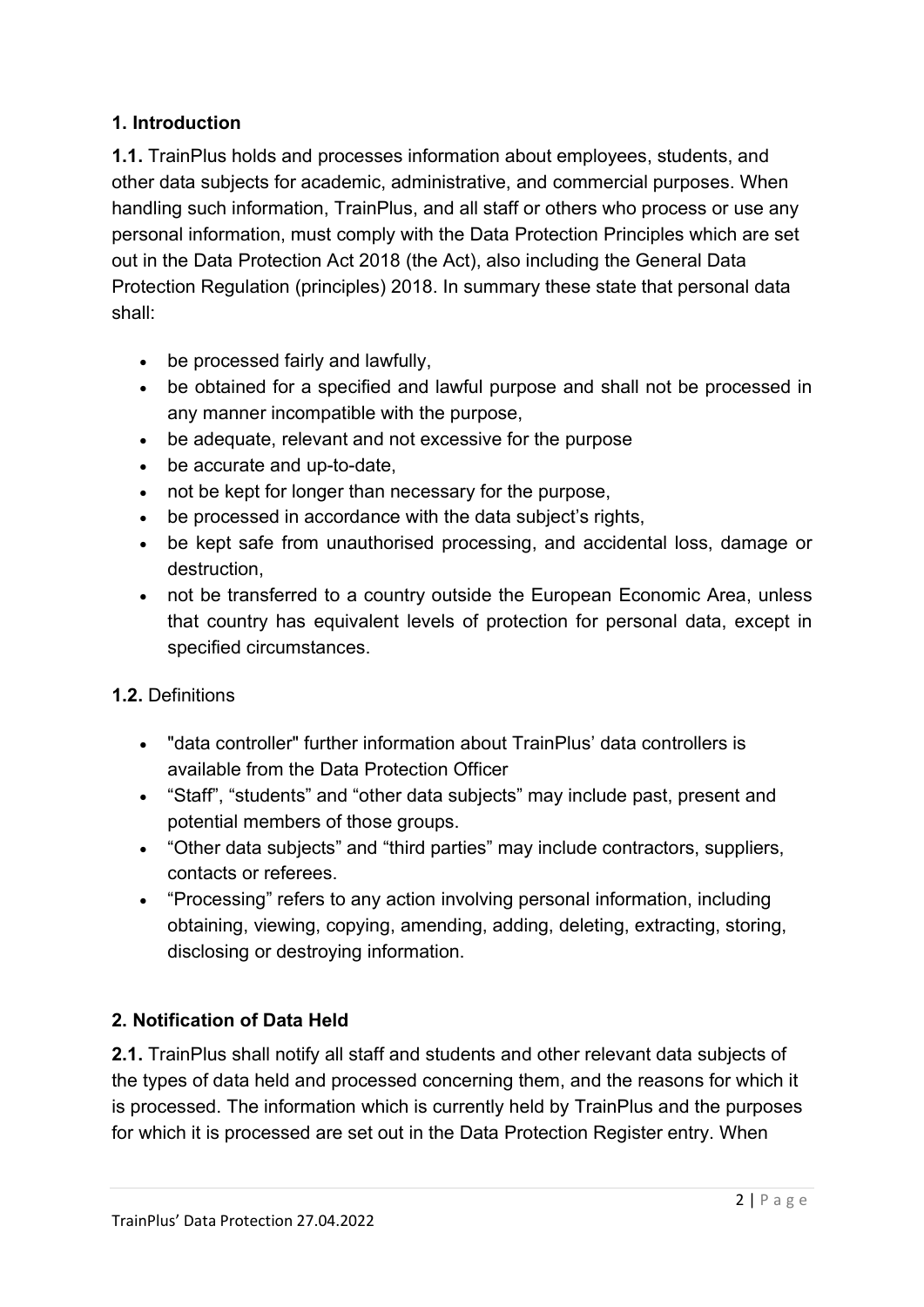## 1. Introduction

**1.1.** TrainPlus holds and processes information about employees, students, and other data subjects for academic, administrative, and commercial purposes. When handling such information, TrainPlus, and all staff or others who process or use any personal information, must comply with the Data Protection Principles which are set out in the Data Protection Act 2018 (the Act), also including the General Data Protection Regulation (principles) 2018. In summary these state that personal data shall:

- be processed fairly and lawfully,
- be obtained for a specified and lawful purpose and shall not be processed in any manner incompatible with the purpose,
- be adequate, relevant and not excessive for the purpose
- be accurate and up-to-date,
- not be kept for longer than necessary for the purpose,
- be processed in accordance with the data subject's rights,
- be kept safe from unauthorised processing, and accidental loss, damage or destruction,
- not be transferred to a country outside the European Economic Area, unless that country has equivalent levels of protection for personal data, except in specified circumstances.

**1.2.** Definitions

- "data controller" further information about TrainPlus' data controllers is available from the Data Protection Officer
- "Staff", "students" and "other data subjects" may include past, present and potential members of those groups.
- "Other data subjects" and "third parties" may include contractors, suppliers, contacts or referees.
- "Processing" refers to any action involving personal information, including obtaining, viewing, copying, amending, adding, deleting, extracting, storing, disclosing or destroying information.

## 2. Notification of Data Held

**2.1.** TrainPlus shall notify all staff and students and other relevant data subjects of the types of data held and processed concerning them, and the reasons for which it is processed. The information which is currently held by TrainPlus and the purposes for which it is processed are set out in the Data Protection Register entry. When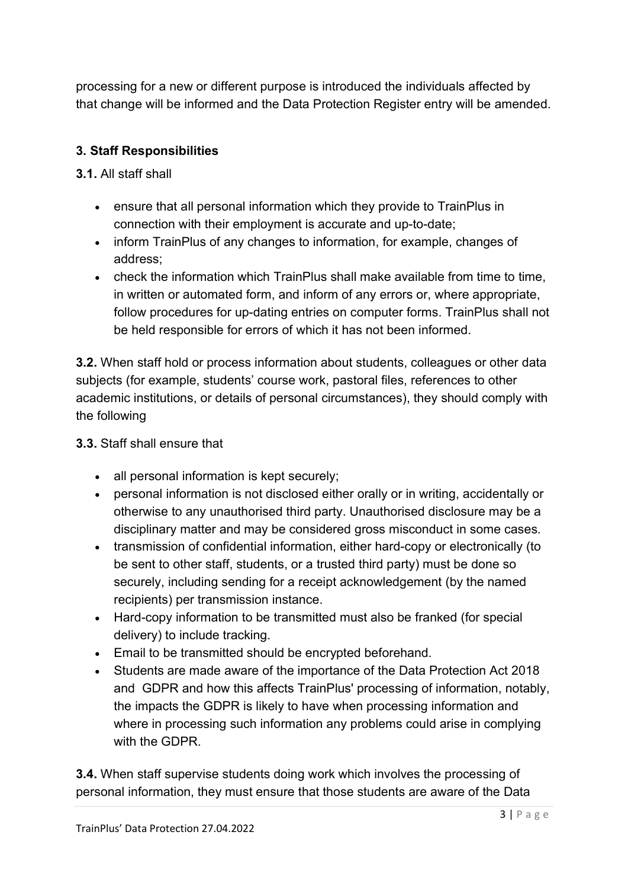processing for a new or different purpose is introduced the individuals affected by that change will be informed and the Data Protection Register entry will be amended.

### 3. Staff Responsibilities

**3.1.** All staff shall

- ensure that all personal information which they provide to TrainPlus in connection with their employment is accurate and up-to-date;
- inform TrainPlus of any changes to information, for example, changes of address;
- check the information which TrainPlus shall make available from time to time, in written or automated form, and inform of any errors or, where appropriate, follow procedures for up-dating entries on computer forms. TrainPlus shall not be held responsible for errors of which it has not been informed.

**3.2.** When staff hold or process information about students, colleagues or other data subjects (for example, students' course work, pastoral files, references to other academic institutions, or details of personal circumstances), they should comply with the following

**3.3.** Staff shall ensure that

- all personal information is kept securely;
- personal information is not disclosed either orally or in writing, accidentally or otherwise to any unauthorised third party. Unauthorised disclosure may be a disciplinary matter and may be considered gross misconduct in some cases.
- transmission of confidential information, either hard-copy or electronically (to be sent to other staff, students, or a trusted third party) must be done so securely, including sending for a receipt acknowledgement (by the named recipients) per transmission instance.
- Hard-copy information to be transmitted must also be franked (for special delivery) to include tracking.
- Email to be transmitted should be encrypted beforehand.
- Students are made aware of the importance of the Data Protection Act 2018 and GDPR and how this affects TrainPlus' processing of information, notably, the impacts the GDPR is likely to have when processing information and where in processing such information any problems could arise in complying with the GDPR.

**3.4.** When staff supervise students doing work which involves the processing of personal information, they must ensure that those students are aware of the Data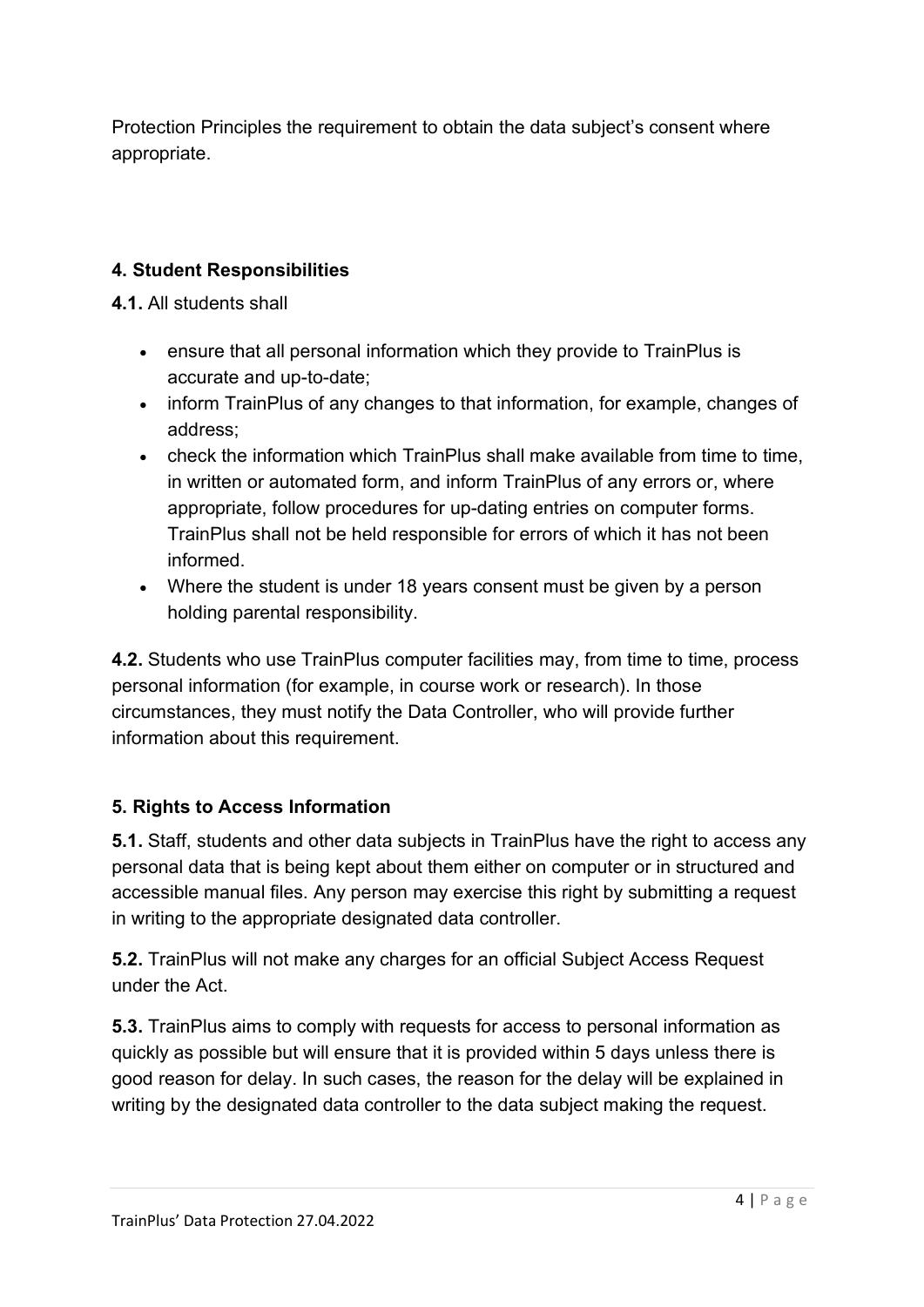Protection Principles the requirement to obtain the data subject's consent where appropriate.

## 4. Student Responsibilities

**4.1.** All students shall

- ensure that all personal information which they provide to TrainPlus is accurate and up-to-date;
- inform TrainPlus of any changes to that information, for example, changes of address;
- check the information which TrainPlus shall make available from time to time, in written or automated form, and inform TrainPlus of any errors or, where appropriate, follow procedures for up-dating entries on computer forms. TrainPlus shall not be held responsible for errors of which it has not been informed.
- Where the student is under 18 years consent must be given by a person holding parental responsibility.

**4.2.** Students who use TrainPlus computer facilities may, from time to time, process personal information (for example, in course work or research). In those circumstances, they must notify the Data Controller, who will provide further information about this requirement.

## 5. Rights to Access Information

**5.1.** Staff, students and other data subjects in TrainPlus have the right to access any personal data that is being kept about them either on computer or in structured and accessible manual files. Any person may exercise this right by submitting a request in writing to the appropriate designated data controller.

**5.2.** TrainPlus will not make any charges for an official Subject Access Request under the Act.

**5.3.** TrainPlus aims to comply with requests for access to personal information as quickly as possible but will ensure that it is provided within 5 days unless there is good reason for delay. In such cases, the reason for the delay will be explained in writing by the designated data controller to the data subject making the request.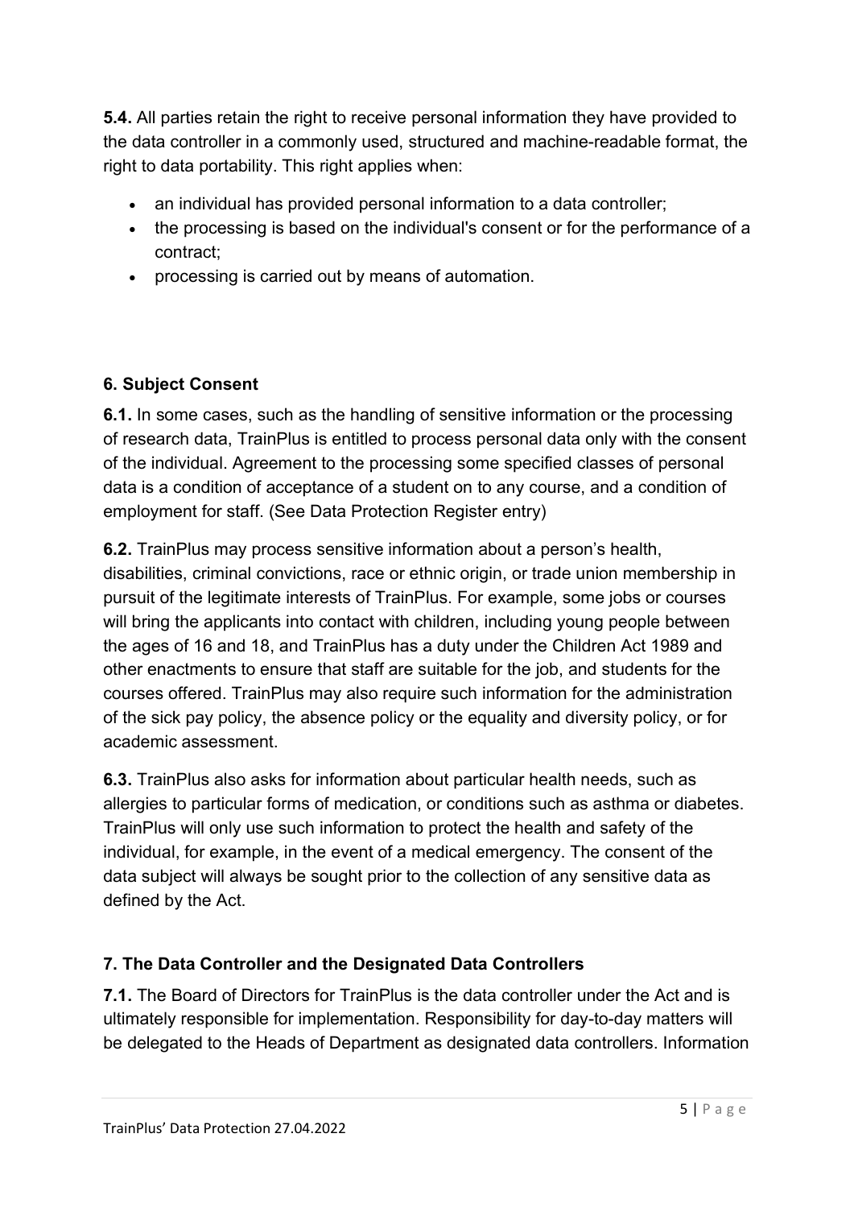**5.4.** All parties retain the right to receive personal information they have provided to the data controller in a commonly used, structured and machine-readable format, the right to data portability. This right applies when:

- an individual has provided personal information to a data controller;
- the processing is based on the individual's consent or for the performance of a contract;
- processing is carried out by means of automation.

### 6. Subject Consent

**6.1.** In some cases, such as the handling of sensitive information or the processing of research data, TrainPlus is entitled to process personal data only with the consent of the individual. Agreement to the processing some specified classes of personal data is a condition of acceptance of a student on to any course, and a condition of employment for staff. (See Data Protection Register entry)

**6.2.** TrainPlus may process sensitive information about a person's health, disabilities, criminal convictions, race or ethnic origin, or trade union membership in pursuit of the legitimate interests of TrainPlus. For example, some jobs or courses will bring the applicants into contact with children, including young people between the ages of 16 and 18, and TrainPlus has a duty under the Children Act 1989 and other enactments to ensure that staff are suitable for the job, and students for the courses offered. TrainPlus may also require such information for the administration of the sick pay policy, the absence policy or the equality and diversity policy, or for academic assessment.

**6.3.** TrainPlus also asks for information about particular health needs, such as allergies to particular forms of medication, or conditions such as asthma or diabetes. TrainPlus will only use such information to protect the health and safety of the individual, for example, in the event of a medical emergency. The consent of the data subject will always be sought prior to the collection of any sensitive data as defined by the Act.

### 7. The Data Controller and the Designated Data Controllers

**7.1.** The Board of Directors for TrainPlus is the data controller under the Act and is ultimately responsible for implementation. Responsibility for day-to-day matters will be delegated to the Heads of Department as designated data controllers. Information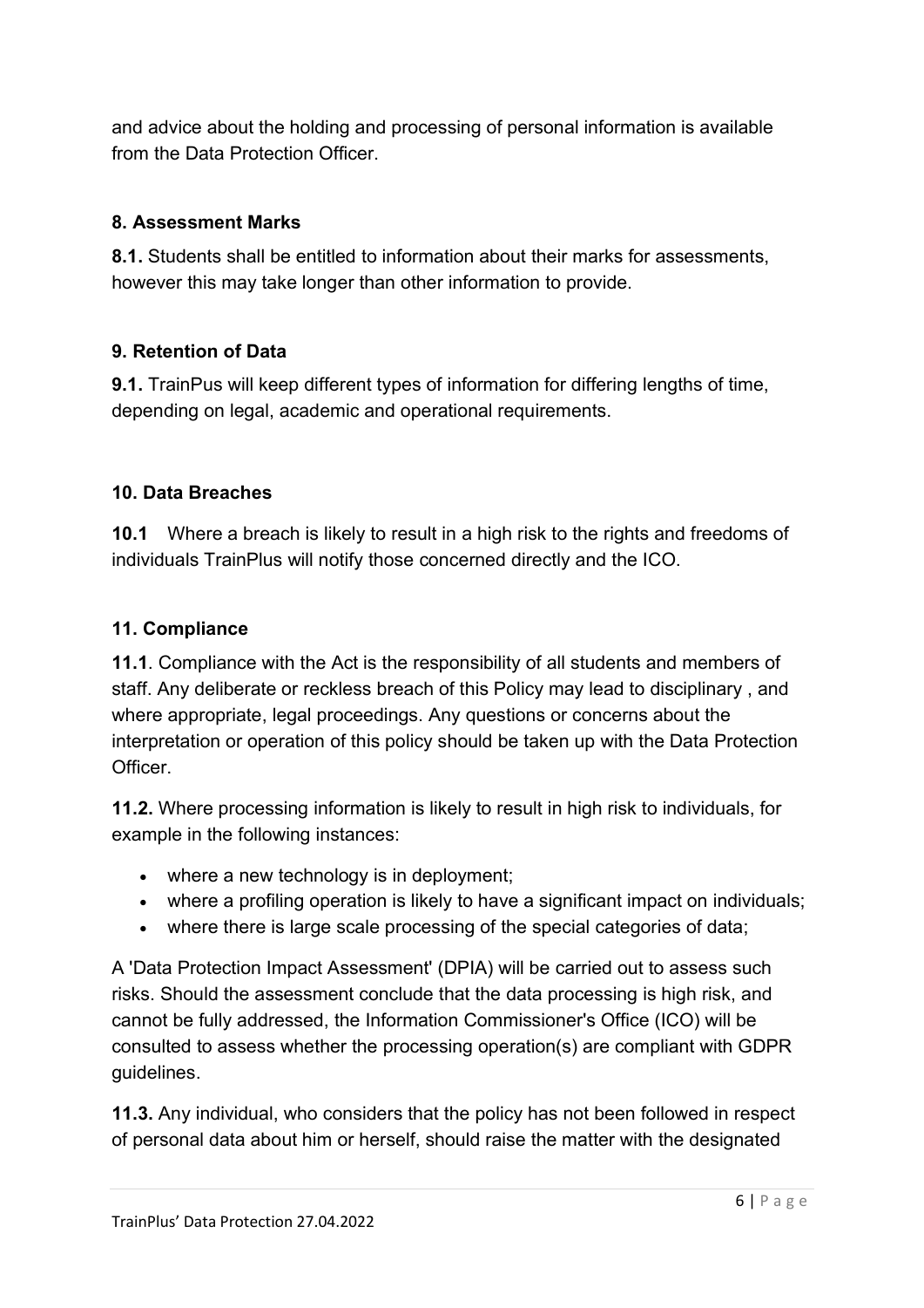and advice about the holding and processing of personal information is available from the Data Protection Officer.

## 8. Assessment Marks

**8.1.** Students shall be entitled to information about their marks for assessments, however this may take longer than other information to provide.

## 9. Retention of Data

**9.1.** TrainPus will keep different types of information for differing lengths of time, depending on legal, academic and operational requirements.

## 10. Data Breaches

**10.1** Where a breach is likely to result in a high risk to the rights and freedoms of individuals TrainPlus will notify those concerned directly and the ICO.

## 11. Compliance

**11.1**. Compliance with the Act is the responsibility of all students and members of staff. Any deliberate or reckless breach of this Policy may lead to disciplinary , and where appropriate, legal proceedings. Any questions or concerns about the interpretation or operation of this policy should be taken up with the Data Protection Officer.

**11.2.** Where processing information is likely to result in high risk to individuals, for example in the following instances:

- where a new technology is in deployment;
- where a profiling operation is likely to have a significant impact on individuals;
- where there is large scale processing of the special categories of data;

A 'Data Protection Impact Assessment' (DPIA) will be carried out to assess such risks. Should the assessment conclude that the data processing is high risk, and cannot be fully addressed, the Information Commissioner's Office (ICO) will be consulted to assess whether the processing operation(s) are compliant with GDPR guidelines.

**11.3.** Any individual, who considers that the policy has not been followed in respect of personal data about him or herself, should raise the matter with the designated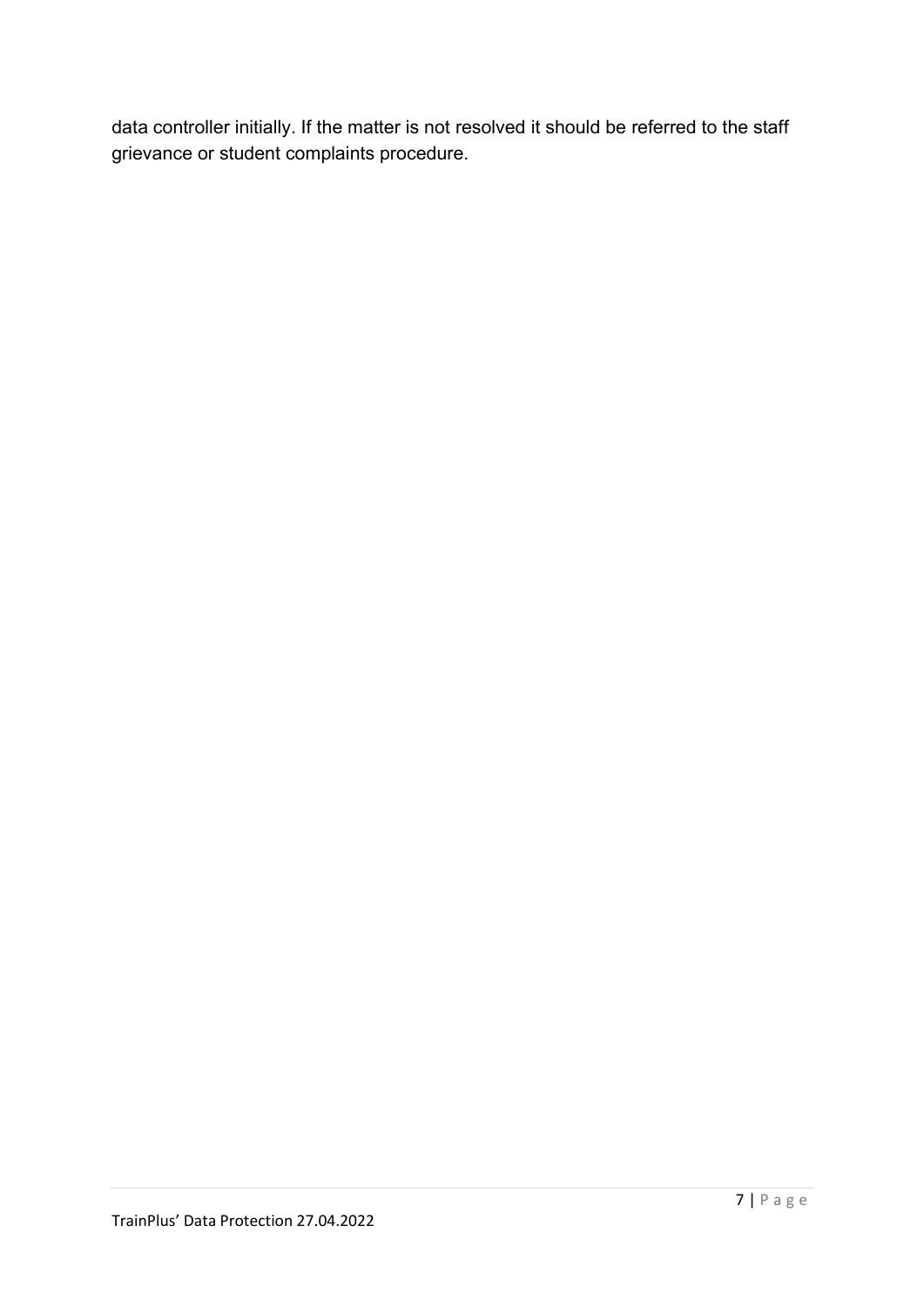data controller initially. If the matter is not resolved it should be referred to the staff grievance or student complaints procedure.